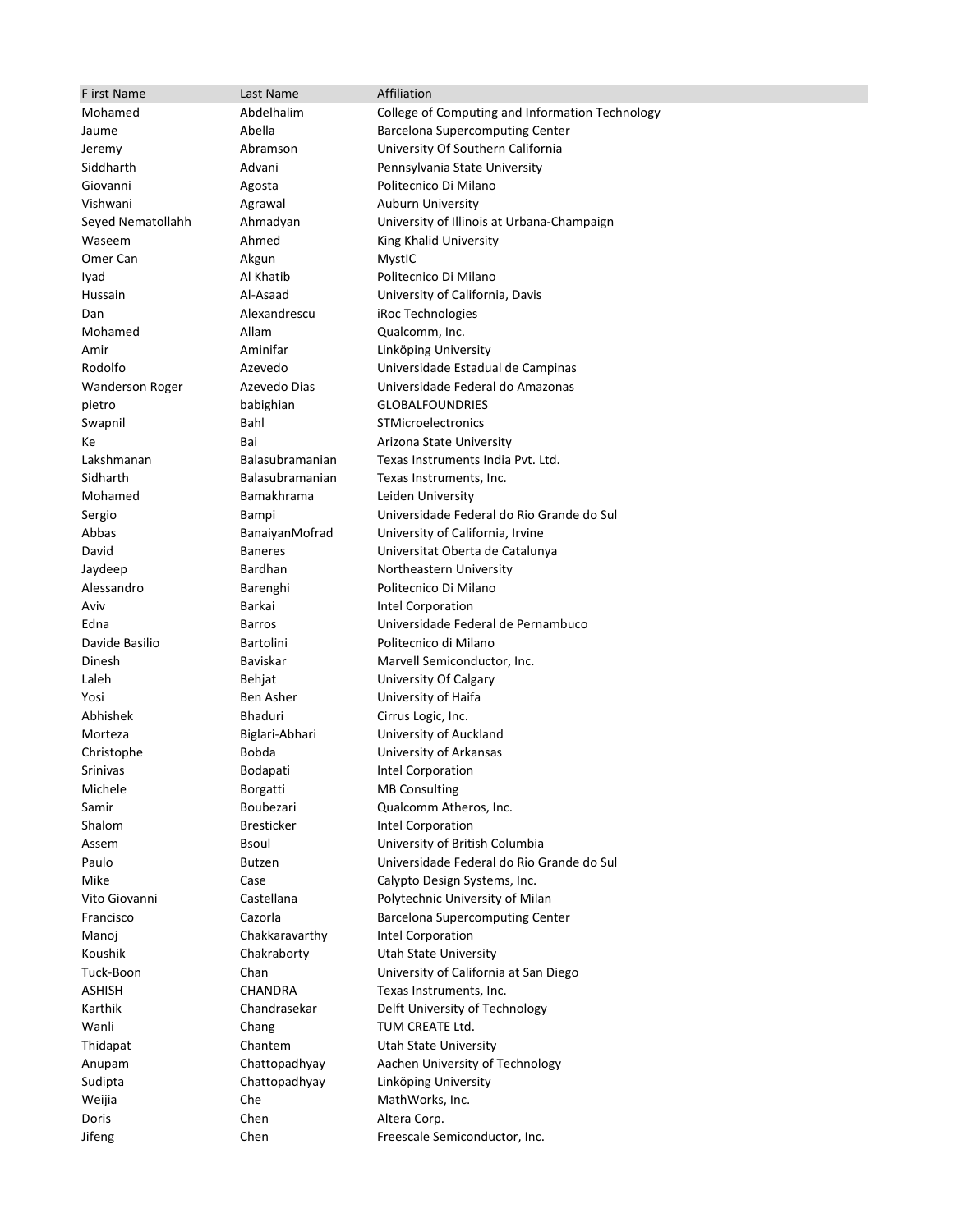| F irst Name | Last Name | Affiliation |
|---|---|---|
| Mohamed | Abdelhalim | College of Computing and Information Technology |
| Jaume | Abella | Barcelona Supercomputing Center |
| Jeremy | Abramson | University Of Southern California |
| Siddharth | Advani | Pennsylvania State University |
| Giovanni | Agosta | Politecnico Di Milano |
| Vishwani | Agrawal | Auburn University |
| Seyed Nematollahh | Ahmadyan | University of Illinois at Urbana-Champaign |
| Waseem | Ahmed | King Khalid University |
| Omer Can | Akgun | MystIC |
| Iyad | Al Khatib | Politecnico Di Milano |
| Hussain | Al-Asaad | University of California, Davis |
| Dan | Alexandrescu | iRoc Technologies |
| Mohamed | Allam | Qualcomm, Inc. |
| Amir | Aminifar | Linköping University |
| Rodolfo | Azevedo | Universidade Estadual de Campinas |
| Wanderson Roger | Azevedo Dias | Universidade Federal do Amazonas |
| pietro | babighian | GLOBALFOUNDRIES |
| Swapnil | Bahl | STMicroelectronics |
| Ke | Bai | Arizona State University |
| Lakshmanan | Balasubramanian | Texas Instruments India Pvt. Ltd. |
| Sidharth | Balasubramanian | Texas Instruments, Inc. |
| Mohamed | Bamakhrama | Leiden University |
| Sergio | Bampi | Universidade Federal do Rio Grande do Sul |
| Abbas | BanaiyanMofrad | University of California, Irvine |
| David | Baneres | Universitat Oberta de Catalunya |
| Jaydeep | Bardhan | Northeastern University |
| Alessandro | Barenghi | Politecnico Di Milano |
| Aviv | Barkai | Intel Corporation |
| Edna | Barros | Universidade Federal de Pernambuco |
| Davide Basilio | Bartolini | Politecnico di Milano |
| Dinesh | Baviskar | Marvell Semiconductor, Inc. |
| Laleh | Behjat | University Of Calgary |
| Yosi | Ben Asher | University of Haifa |
| Abhishek | Bhaduri | Cirrus Logic, Inc. |
| Morteza | Biglari-Abhari | University of Auckland |
| Christophe | Bobda | University of Arkansas |
| Srinivas | Bodapati | Intel Corporation |
| Michele | Borgatti | MB Consulting |
| Samir | Boubezari | Qualcomm Atheros, Inc. |
| Shalom | Bresticker | Intel Corporation |
| Assem | Bsoul | University of British Columbia |
| Paulo | Butzen | Universidade Federal do Rio Grande do Sul |
| Mike | Case | Calypto Design Systems, Inc. |
| Vito Giovanni | Castellana | Polytechnic University of Milan |
| Francisco | Cazorla | Barcelona Supercomputing Center |
| Manoj | Chakkaravarthy | Intel Corporation |
| Koushik | Chakraborty | Utah State University |
| Tuck-Boon | Chan | University of California at San Diego |
| ASHISH | CHANDRA | Texas Instruments, Inc. |
| Karthik | Chandrasekar | Delft University of Technology |
| Wanli | Chang | TUM CREATE Ltd. |
| Thidapat | Chantem | Utah State University |
| Anupam | Chattopadhyay | Aachen University of Technology |
| Sudipta | Chattopadhyay | Linköping University |
| Weijia | Che | MathWorks, Inc. |
| Doris | Chen | Altera Corp. |
| Jifeng | Chen | Freescale Semiconductor, Inc. |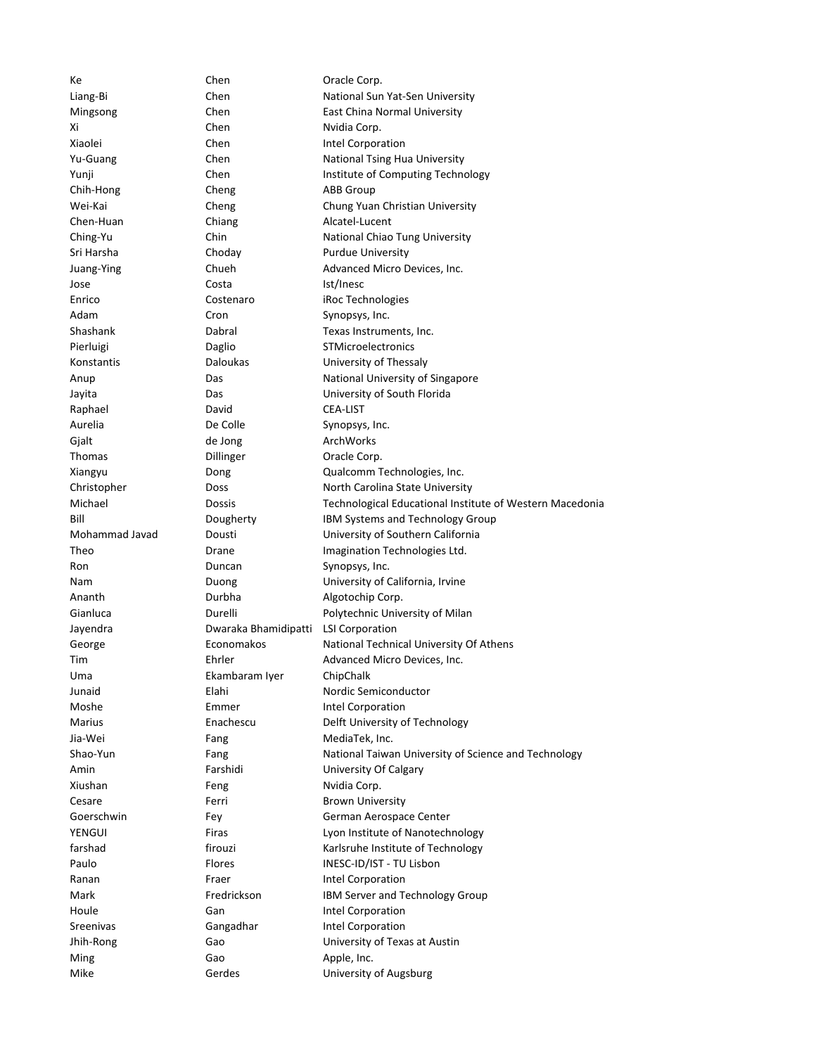| | | |
|---|---|---|
| Ke | Chen | Oracle Corp. |
| Liang-Bi | Chen | National Sun Yat-Sen University |
| Mingsong | Chen | East China Normal University |
| Xi | Chen | Nvidia Corp. |
| Xiaolei | Chen | Intel Corporation |
| Yu-Guang | Chen | National Tsing Hua University |
| Yunji | Chen | Institute of Computing Technology |
| Chih-Hong | Cheng | ABB Group |
| Wei-Kai | Cheng | Chung Yuan Christian University |
| Chen-Huan | Chiang | Alcatel-Lucent |
| Ching-Yu | Chin | National Chiao Tung University |
| Sri Harsha | Choday | Purdue University |
| Juang-Ying | Chueh | Advanced Micro Devices, Inc. |
| Jose | Costa | Ist/Inesc |
| Enrico | Costenaro | iRoc Technologies |
| Adam | Cron | Synopsys, Inc. |
| Shashank | Dabral | Texas Instruments, Inc. |
| Pierluigi | Daglio | STMicroelectronics |
| Konstantis | Daloukas | University of Thessaly |
| Anup | Das | National University of Singapore |
| Jayita | Das | University of South Florida |
| Raphael | David | CEA-LIST |
| Aurelia | De Colle | Synopsys, Inc. |
| Gjalt | de Jong | ArchWorks |
| Thomas | Dillinger | Oracle Corp. |
| Xiangyu | Dong | Qualcomm Technologies, Inc. |
| Christopher | Doss | North Carolina State University |
| Michael | Dossis | Technological Educational Institute of Western Macedonia |
| Bill | Dougherty | IBM Systems and Technology Group |
| Mohammad Javad | Dousti | University of Southern California |
| Theo | Drane | Imagination Technologies Ltd. |
| Ron | Duncan | Synopsys, Inc. |
| Nam | Duong | University of California, Irvine |
| Ananth | Durbha | Algotochip Corp. |
| Gianluca | Durelli | Polytechnic University of Milan |
| Jayendra | Dwaraka Bhamidipatti | LSI Corporation |
| George | Economakos | National Technical University Of Athens |
| Tim | Ehrler | Advanced Micro Devices, Inc. |
| Uma | Ekambaram Iyer | ChipChalk |
| Junaid | Elahi | Nordic Semiconductor |
| Moshe | Emmer | Intel Corporation |
| Marius | Enachescu | Delft University of Technology |
| Jia-Wei | Fang | MediaTek, Inc. |
| Shao-Yun | Fang | National Taiwan University of Science and Technology |
| Amin | Farshidi | University Of Calgary |
| Xiushan | Feng | Nvidia Corp. |
| Cesare | Ferri | Brown University |
| Goerschwin | Fey | German Aerospace Center |
| YENGUI | Firas | Lyon Institute of Nanotechnology |
| farshad | firouzi | Karlsruhe Institute of Technology |
| Paulo | Flores | INESC-ID/IST - TU Lisbon |
| Ranan | Fraer | Intel Corporation |
| Mark | Fredrickson | IBM Server and Technology Group |
| Houle | Gan | Intel Corporation |
| Sreenivas | Gangadhar | Intel Corporation |
| Jhih-Rong | Gao | University of Texas at Austin |
| Ming | Gao | Apple, Inc. |
| Mike | Gerdes | University of Augsburg |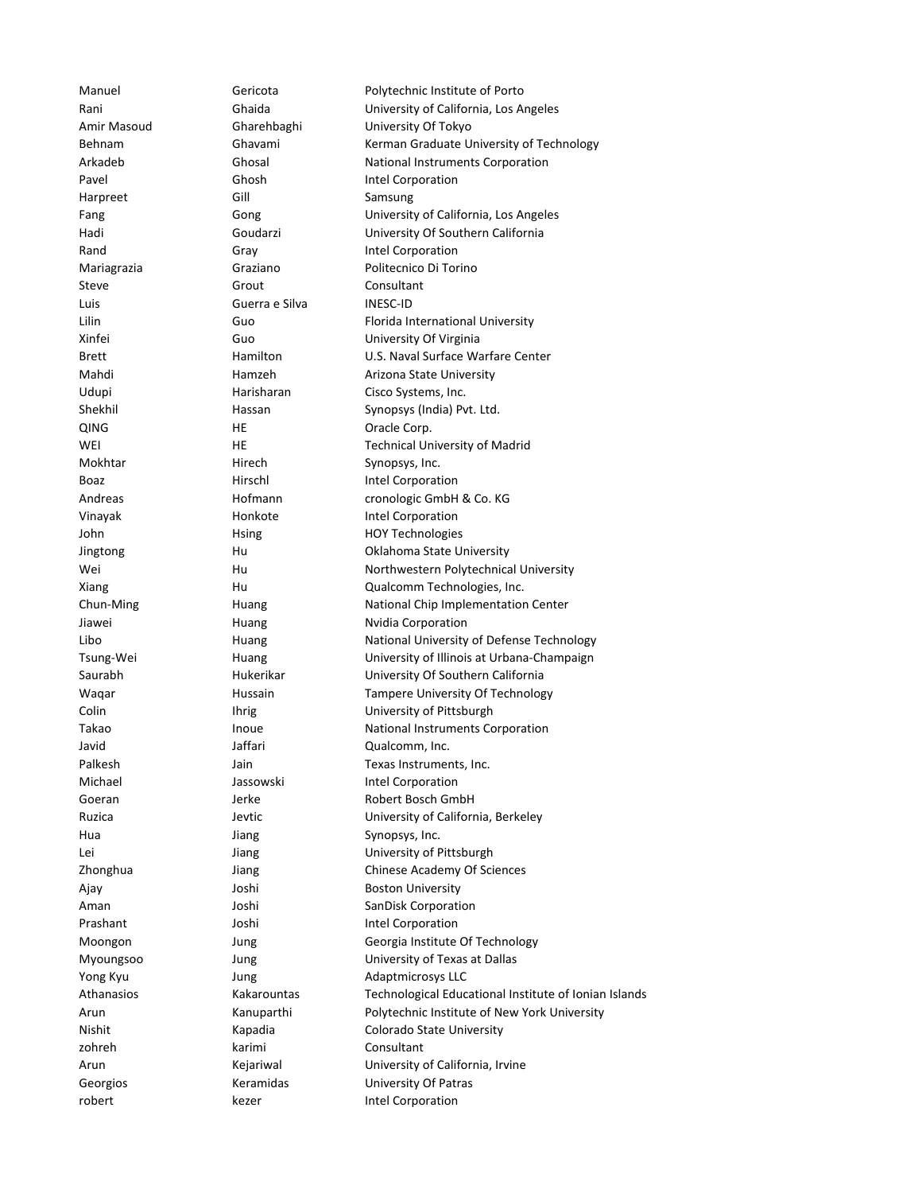| | | |
|---|---|---|
| Manuel | Gericota | Polytechnic Institute of Porto |
| Rani | Ghaida | University of California, Los Angeles |
| Amir Masoud | Gharehbaghi | University Of Tokyo |
| Behnam | Ghavami | Kerman Graduate University of Technology |
| Arkadeb | Ghosal | National Instruments Corporation |
| Pavel | Ghosh | Intel Corporation |
| Harpreet | Gill | Samsung |
| Fang | Gong | University of California, Los Angeles |
| Hadi | Goudarzi | University Of Southern California |
| Rand | Gray | Intel Corporation |
| Mariagrazia | Graziano | Politecnico Di Torino |
| Steve | Grout | Consultant |
| Luis | Guerra e Silva | INESC-ID |
| Lilin | Guo | Florida International University |
| Xinfei | Guo | University Of Virginia |
| Brett | Hamilton | U.S. Naval Surface Warfare Center |
| Mahdi | Hamzeh | Arizona State University |
| Udupi | Harisharan | Cisco Systems, Inc. |
| Shekhil | Hassan | Synopsys (India) Pvt. Ltd. |
| QING | HE | Oracle Corp. |
| WEI | HE | Technical University of Madrid |
| Mokhtar | Hirech | Synopsys, Inc. |
| Boaz | Hirschl | Intel Corporation |
| Andreas | Hofmann | cronologic GmbH & Co. KG |
| Vinayak | Honkote | Intel Corporation |
| John | Hsing | HOY Technologies |
| Jingtong | Hu | Oklahoma State University |
| Wei | Hu | Northwestern Polytechnical University |
| Xiang | Hu | Qualcomm Technologies, Inc. |
| Chun-Ming | Huang | National Chip Implementation Center |
| Jiawei | Huang | Nvidia Corporation |
| Libo | Huang | National University of Defense Technology |
| Tsung-Wei | Huang | University of Illinois at Urbana-Champaign |
| Saurabh | Hukerikar | University Of Southern California |
| Waqar | Hussain | Tampere University Of Technology |
| Colin | Ihrig | University of Pittsburgh |
| Takao | Inoue | National Instruments Corporation |
| Javid | Jaffari | Qualcomm, Inc. |
| Palkesh | Jain | Texas Instruments, Inc. |
| Michael | Jassowski | Intel Corporation |
| Goeran | Jerke | Robert Bosch GmbH |
| Ruzica | Jevtic | University of California, Berkeley |
| Hua | Jiang | Synopsys, Inc. |
| Lei | Jiang | University of Pittsburgh |
| Zhonghua | Jiang | Chinese Academy Of Sciences |
| Ajay | Joshi | Boston University |
| Aman | Joshi | SanDisk Corporation |
| Prashant | Joshi | Intel Corporation |
| Moongon | Jung | Georgia Institute Of Technology |
| Myoungsoo | Jung | University of Texas at Dallas |
| Yong Kyu | Jung | Adaptmicrosys LLC |
| Athanasios | Kakarountas | Technological Educational Institute of Ionian Islands |
| Arun | Kanuparthi | Polytechnic Institute of New York University |
| Nishit | Kapadia | Colorado State University |
| zohreh | karimi | Consultant |
| Arun | Kejariwal | University of California, Irvine |
| Georgios | Keramidas | University Of Patras |
| robert | kezer | Intel Corporation |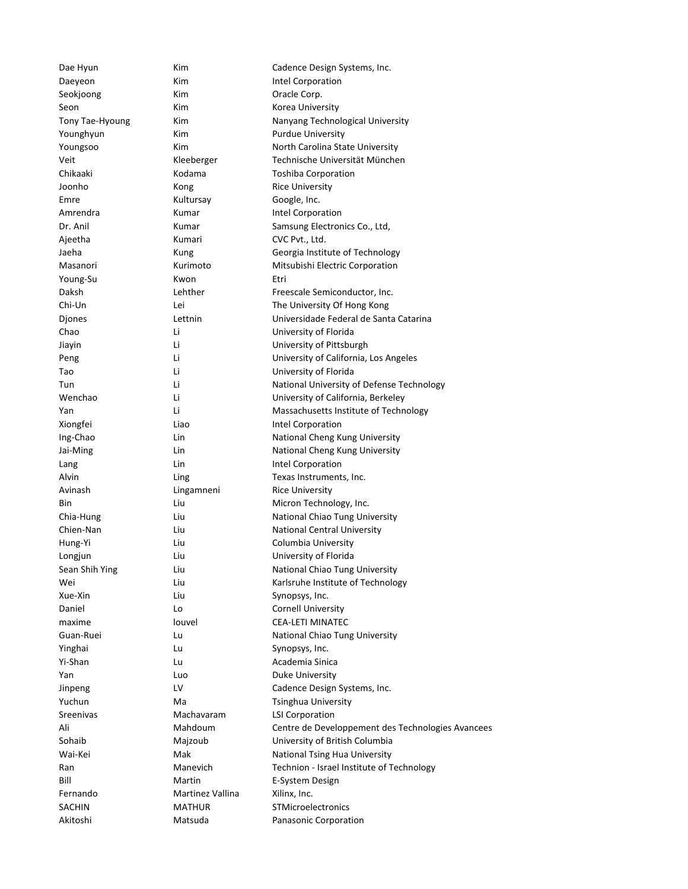| | | |
|---|---|---|
| Dae Hyun | Kim | Cadence Design Systems, Inc. |
| Daeyeon | Kim | Intel Corporation |
| Seokjoong | Kim | Oracle Corp. |
| Seon | Kim | Korea University |
| Tony Tae-Hyoung | Kim | Nanyang Technological University |
| Younghyun | Kim | Purdue University |
| Youngsoo | Kim | North Carolina State University |
| Veit | Kleeberger | Technische Universität München |
| Chikaaki | Kodama | Toshiba Corporation |
| Joonho | Kong | Rice University |
| Emre | Kultursay | Google, Inc. |
| Amrendra | Kumar | Intel Corporation |
| Dr. Anil | Kumar | Samsung Electronics Co., Ltd, |
| Ajeetha | Kumari | CVC Pvt., Ltd. |
| Jaeha | Kung | Georgia Institute of Technology |
| Masanori | Kurimoto | Mitsubishi Electric Corporation |
| Young-Su | Kwon | Etri |
| Daksh | Lehther | Freescale Semiconductor, Inc. |
| Chi-Un | Lei | The University Of Hong Kong |
| Djones | Lettnin | Universidade Federal de Santa Catarina |
| Chao | Li | University of Florida |
| Jiayin | Li | University of Pittsburgh |
| Peng | Li | University of California, Los Angeles |
| Tao | Li | University of Florida |
| Tun | Li | National University of Defense Technology |
| Wenchao | Li | University of California, Berkeley |
| Yan | Li | Massachusetts Institute of Technology |
| Xiongfei | Liao | Intel Corporation |
| Ing-Chao | Lin | National Cheng Kung University |
| Jai-Ming | Lin | National Cheng Kung University |
| Lang | Lin | Intel Corporation |
| Alvin | Ling | Texas Instruments, Inc. |
| Avinash | Lingamneni | Rice University |
| Bin | Liu | Micron Technology, Inc. |
| Chia-Hung | Liu | National Chiao Tung University |
| Chien-Nan | Liu | National Central University |
| Hung-Yi | Liu | Columbia University |
| Longjun | Liu | University of Florida |
| Sean Shih Ying | Liu | National Chiao Tung University |
| Wei | Liu | Karlsruhe Institute of Technology |
| Xue-Xin | Liu | Synopsys, Inc. |
| Daniel | Lo | Cornell University |
| maxime | louvel | CEA-LETI MINATEC |
| Guan-Ruei | Lu | National Chiao Tung University |
| Yinghai | Lu | Synopsys, Inc. |
| Yi-Shan | Lu | Academia Sinica |
| Yan | Luo | Duke University |
| Jinpeng | LV | Cadence Design Systems, Inc. |
| Yuchun | Ma | Tsinghua University |
| Sreenivas | Machavaram | LSI Corporation |
| Ali | Mahdoum | Centre de Developpement des Technologies Avancees |
| Sohaib | Majzoub | University of British Columbia |
| Wai-Kei | Mak | National Tsing Hua University |
| Ran | Manevich | Technion - Israel Institute of Technology |
| Bill | Martin | E-System Design |
| Fernando | Martinez Vallina | Xilinx, Inc. |
| SACHIN | MATHUR | STMicroelectronics |
| Akitoshi | Matsuda | Panasonic Corporation |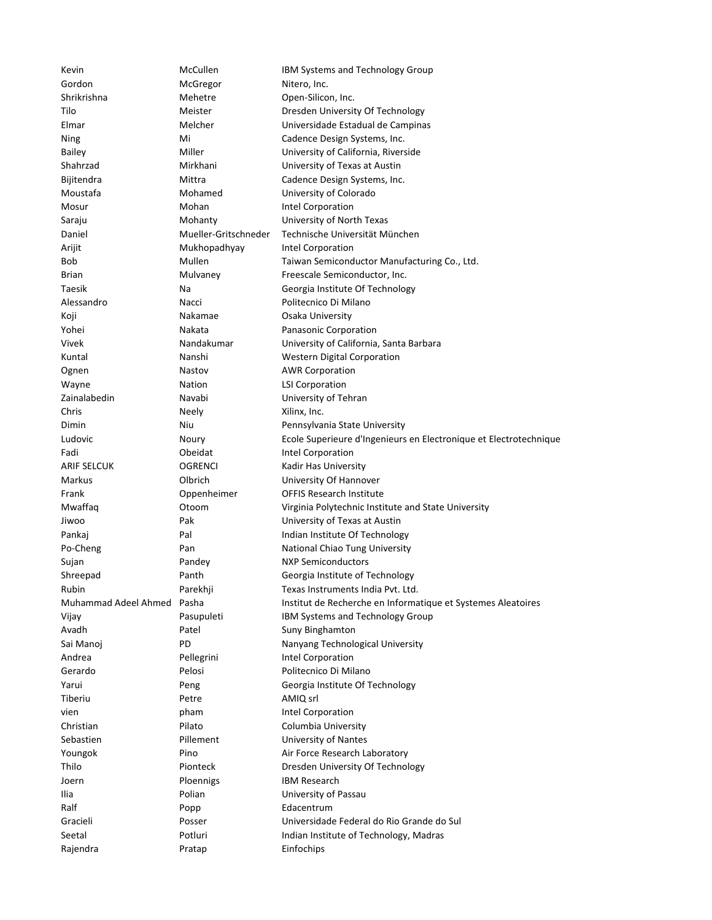| | | |
|---|---|---|
| Kevin | McCullen | IBM Systems and Technology Group |
| Gordon | McGregor | Nitero, Inc. |
| Shrikrishna | Mehetre | Open-Silicon, Inc. |
| Tilo | Meister | Dresden University Of Technology |
| Elmar | Melcher | Universidade Estadual de Campinas |
| Ning | Mi | Cadence Design Systems, Inc. |
| Bailey | Miller | University of California, Riverside |
| Shahrzad | Mirkhani | University of Texas at Austin |
| Bijitendra | Mittra | Cadence Design Systems, Inc. |
| Moustafa | Mohamed | University of Colorado |
| Mosur | Mohan | Intel Corporation |
| Saraju | Mohanty | University of North Texas |
| Daniel | Mueller-Gritschneder | Technische Universität München |
| Arijit | Mukhopadhyay | Intel Corporation |
| Bob | Mullen | Taiwan Semiconductor Manufacturing Co., Ltd. |
| Brian | Mulvaney | Freescale Semiconductor, Inc. |
| Taesik | Na | Georgia Institute Of Technology |
| Alessandro | Nacci | Politecnico Di Milano |
| Koji | Nakamae | Osaka University |
| Yohei | Nakata | Panasonic Corporation |
| Vivek | Nandakumar | University of California, Santa Barbara |
| Kuntal | Nanshi | Western Digital Corporation |
| Ognen | Nastov | AWR Corporation |
| Wayne | Nation | LSI Corporation |
| Zainalabedin | Navabi | University of Tehran |
| Chris | Neely | Xilinx, Inc. |
| Dimin | Niu | Pennsylvania State University |
| Ludovic | Noury | Ecole Superieure d'Ingenieurs en Electronique et Electrotechnique |
| Fadi | Obeidat | Intel Corporation |
| ARIF SELCUK | OGRENCI | Kadir Has University |
| Markus | Olbrich | University Of Hannover |
| Frank | Oppenheimer | OFFIS Research Institute |
| Mwaffaq | Otoom | Virginia Polytechnic Institute and State University |
| Jiwoo | Pak | University of Texas at Austin |
| Pankaj | Pal | Indian Institute Of Technology |
| Po-Cheng | Pan | National Chiao Tung University |
| Sujan | Pandey | NXP Semiconductors |
| Shreepad | Panth | Georgia Institute of Technology |
| Rubin | Parekhji | Texas Instruments India Pvt. Ltd. |
| Muhammad Adeel Ahmed | Pasha | Institut de Recherche en Informatique et Systemes Aleatoires |
| Vijay | Pasupuleti | IBM Systems and Technology Group |
| Avadh | Patel | Suny Binghamton |
| Sai Manoj | PD | Nanyang Technological University |
| Andrea | Pellegrini | Intel Corporation |
| Gerardo | Pelosi | Politecnico Di Milano |
| Yarui | Peng | Georgia Institute Of Technology |
| Tiberiu | Petre | AMIQ srl |
| vien | pham | Intel Corporation |
| Christian | Pilato | Columbia University |
| Sebastien | Pillement | University of Nantes |
| Youngok | Pino | Air Force Research Laboratory |
| Thilo | Pionteck | Dresden University Of Technology |
| Joern | Ploennigs | IBM Research |
| Ilia | Polian | University of Passau |
| Ralf | Popp | Edacentrum |
| Gracieli | Posser | Universidade Federal do Rio Grande do Sul |
| Seetal | Potluri | Indian Institute of Technology, Madras |
| Rajendra | Pratap | Einfochips |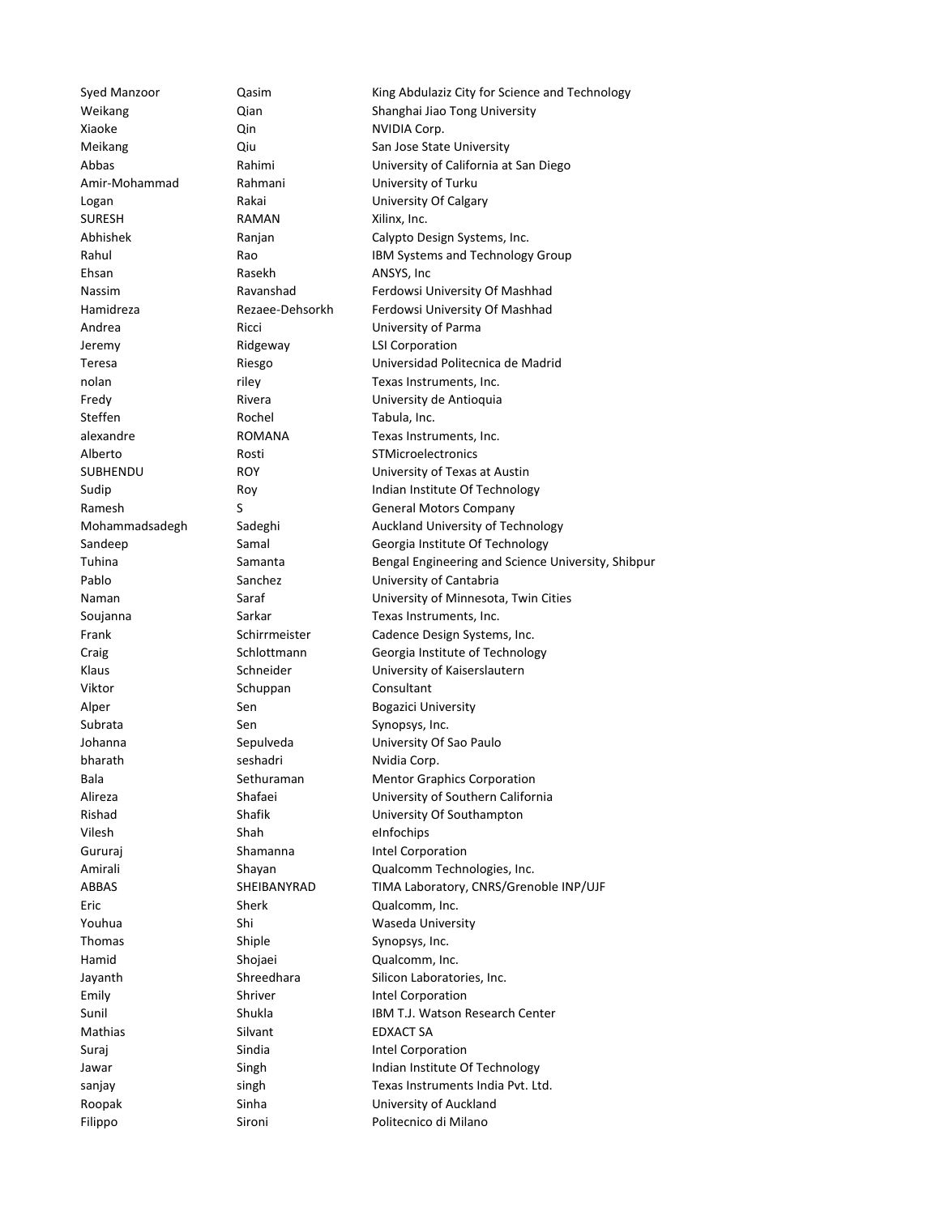| | | |
|---|---|---|
| Syed Manzoor | Qasim | King Abdulaziz City for Science and Technology |
| Weikang | Qian | Shanghai Jiao Tong University |
| Xiaoke | Qin | NVIDIA Corp. |
| Meikang | Qiu | San Jose State University |
| Abbas | Rahimi | University of California at San Diego |
| Amir-Mohammad | Rahmani | University of Turku |
| Logan | Rakai | University Of Calgary |
| SURESH | RAMAN | Xilinx, Inc. |
| Abhishek | Ranjan | Calypto Design Systems, Inc. |
| Rahul | Rao | IBM Systems and Technology Group |
| Ehsan | Rasekh | ANSYS, Inc |
| Nassim | Ravanshad | Ferdowsi University Of Mashhad |
| Hamidreza | Rezaee-Dehsorkh | Ferdowsi University Of Mashhad |
| Andrea | Ricci | University of Parma |
| Jeremy | Ridgeway | LSI Corporation |
| Teresa | Riesgo | Universidad Politecnica de Madrid |
| nolan | riley | Texas Instruments, Inc. |
| Fredy | Rivera | University de Antioquia |
| Steffen | Rochel | Tabula, Inc. |
| alexandre | ROMANA | Texas Instruments, Inc. |
| Alberto | Rosti | STMicroelectronics |
| SUBHENDU | ROY | University of Texas at Austin |
| Sudip | Roy | Indian Institute Of Technology |
| Ramesh | S | General Motors Company |
| Mohammadsadegh | Sadeghi | Auckland University of Technology |
| Sandeep | Samal | Georgia Institute Of Technology |
| Tuhina | Samanta | Bengal Engineering and Science University, Shibpur |
| Pablo | Sanchez | University of Cantabria |
| Naman | Saraf | University of Minnesota, Twin Cities |
| Soujanna | Sarkar | Texas Instruments, Inc. |
| Frank | Schirrmeister | Cadence Design Systems, Inc. |
| Craig | Schlottmann | Georgia Institute of Technology |
| Klaus | Schneider | University of Kaiserslautern |
| Viktor | Schuppan | Consultant |
| Alper | Sen | Bogazici University |
| Subrata | Sen | Synopsys, Inc. |
| Johanna | Sepulveda | University Of Sao Paulo |
| bharath | seshadri | Nvidia Corp. |
| Bala | Sethuraman | Mentor Graphics Corporation |
| Alireza | Shafaei | University of Southern California |
| Rishad | Shafik | University Of Southampton |
| Vilesh | Shah | eInfochips |
| Gururaj | Shamanna | Intel Corporation |
| Amirali | Shayan | Qualcomm Technologies, Inc. |
| ABBAS | SHEIBANYRAD | TIMA Laboratory, CNRS/Grenoble INP/UJF |
| Eric | Sherk | Qualcomm, Inc. |
| Youhua | Shi | Waseda University |
| Thomas | Shiple | Synopsys, Inc. |
| Hamid | Shojaei | Qualcomm, Inc. |
| Jayanth | Shreedhara | Silicon Laboratories, Inc. |
| Emily | Shriver | Intel Corporation |
| Sunil | Shukla | IBM T.J. Watson Research Center |
| Mathias | Silvant | EDXACT SA |
| Suraj | Sindia | Intel Corporation |
| Jawar | Singh | Indian Institute Of Technology |
| sanjay | singh | Texas Instruments India Pvt. Ltd. |
| Roopak | Sinha | University of Auckland |
| Filippo | Sironi | Politecnico di Milano |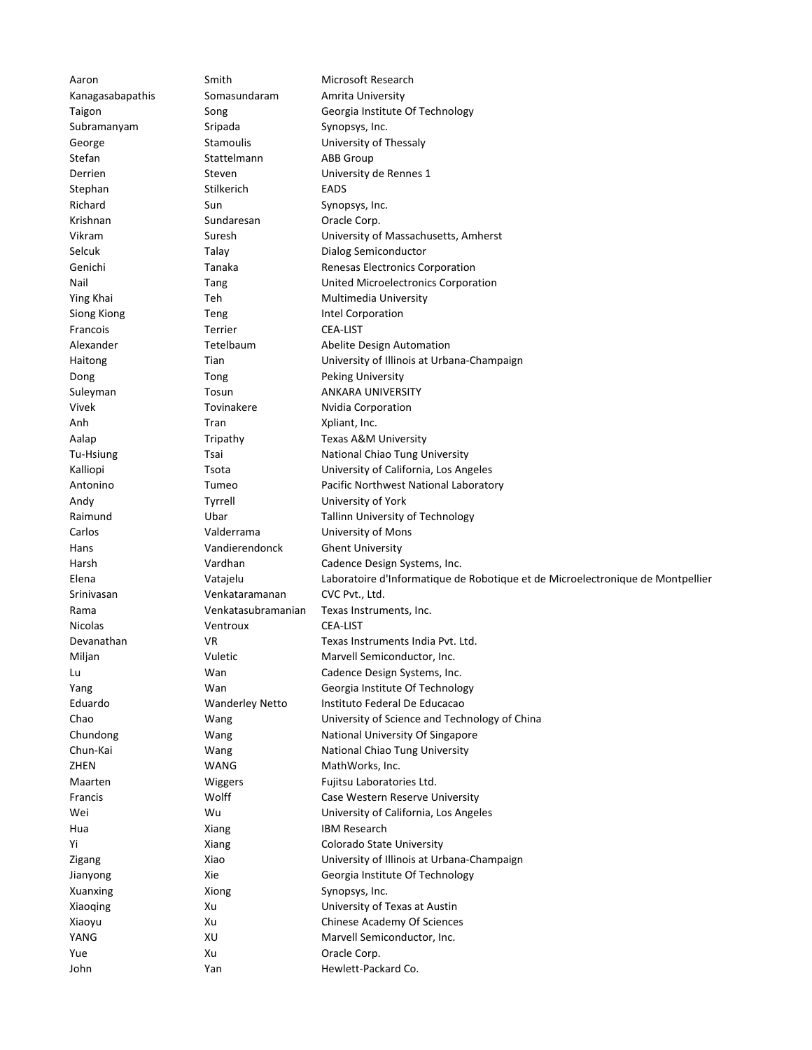| | | |
|---|---|---|
| Aaron | Smith | Microsoft Research |
| Kanagasabapathis | Somasundaram | Amrita University |
| Taigon | Song | Georgia Institute Of Technology |
| Subramanyam | Sripada | Synopsys, Inc. |
| George | Stamoulis | University of Thessaly |
| Stefan | Stattelmann | ABB Group |
| Derrien | Steven | University de Rennes 1 |
| Stephan | Stilkerich | EADS |
| Richard | Sun | Synopsys, Inc. |
| Krishnan | Sundaresan | Oracle Corp. |
| Vikram | Suresh | University of Massachusetts, Amherst |
| Selcuk | Talay | Dialog Semiconductor |
| Genichi | Tanaka | Renesas Electronics Corporation |
| Nail | Tang | United Microelectronics Corporation |
| Ying Khai | Teh | Multimedia University |
| Siong Kiong | Teng | Intel Corporation |
| Francois | Terrier | CEA-LIST |
| Alexander | Tetelbaum | Abelite Design Automation |
| Haitong | Tian | University of Illinois at Urbana-Champaign |
| Dong | Tong | Peking University |
| Suleyman | Tosun | ANKARA UNIVERSITY |
| Vivek | Tovinakere | Nvidia Corporation |
| Anh | Tran | Xpliant, Inc. |
| Aalap | Tripathy | Texas A&M University |
| Tu-Hsiung | Tsai | National Chiao Tung University |
| Kalliopi | Tsota | University of California, Los Angeles |
| Antonino | Tumeo | Pacific Northwest National Laboratory |
| Andy | Tyrrell | University of York |
| Raimund | Ubar | Tallinn University of Technology |
| Carlos | Valderrama | University of Mons |
| Hans | Vandierendonck | Ghent University |
| Harsh | Vardhan | Cadence Design Systems, Inc. |
| Elena | Vatajelu | Laboratoire d'Informatique de Robotique et de Microelectronique de Montpellier |
| Srinivasan | Venkataramanan | CVC Pvt., Ltd. |
| Rama | Venkatasubramanian | Texas Instruments, Inc. |
| Nicolas | Ventroux | CEA-LIST |
| Devanathan | VR | Texas Instruments India Pvt. Ltd. |
| Miljan | Vuletic | Marvell Semiconductor, Inc. |
| Lu | Wan | Cadence Design Systems, Inc. |
| Yang | Wan | Georgia Institute Of Technology |
| Eduardo | Wanderley Netto | Instituto Federal De Educacao |
| Chao | Wang | University of Science and Technology of China |
| Chundong | Wang | National University Of Singapore |
| Chun-Kai | Wang | National Chiao Tung University |
| ZHEN | WANG | MathWorks, Inc. |
| Maarten | Wiggers | Fujitsu Laboratories Ltd. |
| Francis | Wolff | Case Western Reserve University |
| Wei | Wu | University of California, Los Angeles |
| Hua | Xiang | IBM Research |
| Yi | Xiang | Colorado State University |
| Zigang | Xiao | University of Illinois at Urbana-Champaign |
| Jianyong | Xie | Georgia Institute Of Technology |
| Xuanxing | Xiong | Synopsys, Inc. |
| Xiaoqing | Xu | University of Texas at Austin |
| Xiaoyu | Xu | Chinese Academy Of Sciences |
| YANG | XU | Marvell Semiconductor, Inc. |
| Yue | Xu | Oracle Corp. |
| John | Yan | Hewlett-Packard Co. |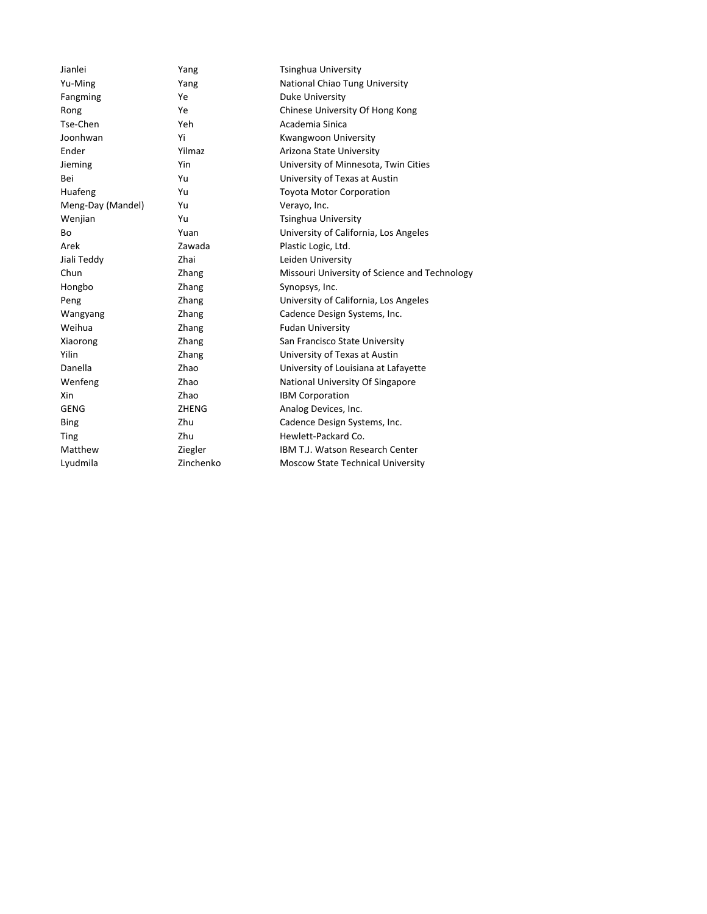| | | |
|---|---|---|
| Jianlei | Yang | Tsinghua University |
| Yu-Ming | Yang | National Chiao Tung University |
| Fangming | Ye | Duke University |
| Rong | Ye | Chinese University Of Hong Kong |
| Tse-Chen | Yeh | Academia Sinica |
| Joonhwan | Yi | Kwangwoon University |
| Ender | Yilmaz | Arizona State University |
| Jieming | Yin | University of Minnesota, Twin Cities |
| Bei | Yu | University of Texas at Austin |
| Huafeng | Yu | Toyota Motor Corporation |
| Meng-Day (Mandel) | Yu | Verayo, Inc. |
| Wenjian | Yu | Tsinghua University |
| Bo | Yuan | University of California, Los Angeles |
| Arek | Zawada | Plastic Logic, Ltd. |
| Jiali Teddy | Zhai | Leiden University |
| Chun | Zhang | Missouri University of Science and Technology |
| Hongbo | Zhang | Synopsys, Inc. |
| Peng | Zhang | University of California, Los Angeles |
| Wangyang | Zhang | Cadence Design Systems, Inc. |
| Weihua | Zhang | Fudan University |
| Xiaorong | Zhang | San Francisco State University |
| Yilin | Zhang | University of Texas at Austin |
| Danella | Zhao | University of Louisiana at Lafayette |
| Wenfeng | Zhao | National University Of Singapore |
| Xin | Zhao | IBM Corporation |
| GENG | ZHENG | Analog Devices, Inc. |
| Bing | Zhu | Cadence Design Systems, Inc. |
| Ting | Zhu | Hewlett-Packard Co. |
| Matthew | Ziegler | IBM T.J. Watson Research Center |
| Lyudmila | Zinchenko | Moscow State Technical University |